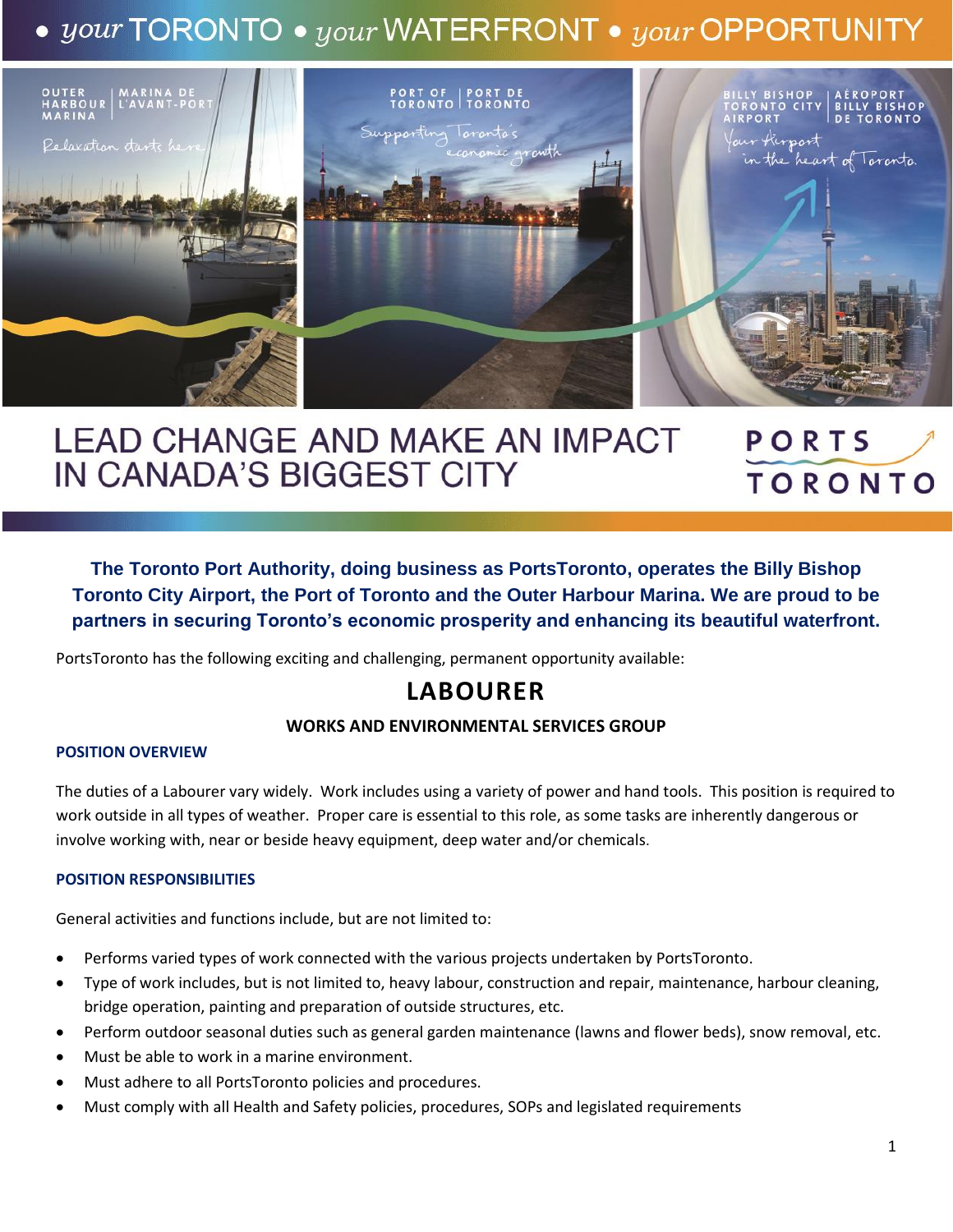• *your* TORONTO • *your* WATERFRONT • *your* OPPORTUNITY

OUTER HARBOUR MARINA | MARINA DE L'AVANT-PORT
Relaxation starts here

PORT OF TORONTO | PORT DE TORONTO
Supporting Toronto's economic growth

BILLY BISHOP TORONTO CITY AIRPORT | AÉROPORT BILLY BISHOP DE TORONTO
Your Airport in the heart of Toronto

# LEAD CHANGE AND MAKE AN IMPACT IN CANADA'S BIGGEST CITY

PORTS TORONTO

**The Toronto Port Authority, doing business as PortsToronto, operates the Billy Bishop Toronto City Airport, the Port of Toronto and the Outer Harbour Marina. We are proud to be partners in securing Toronto's economic prosperity and enhancing its beautiful waterfront.**

PortsToronto has the following exciting and challenging, permanent opportunity available:

## LABOURER

### WORKS AND ENVIRONMENTAL SERVICES GROUP

#### POSITION OVERVIEW

The duties of a Labourer vary widely. Work includes using a variety of power and hand tools. This position is required to work outside in all types of weather. Proper care is essential to this role, as some tasks are inherently dangerous or involve working with, near or beside heavy equipment, deep water and/or chemicals.

#### POSITION RESPONSIBILITIES

General activities and functions include, but are not limited to:

- Performs varied types of work connected with the various projects undertaken by PortsToronto.
- Type of work includes, but is not limited to, heavy labour, construction and repair, maintenance, harbour cleaning, bridge operation, painting and preparation of outside structures, etc.
- Perform outdoor seasonal duties such as general garden maintenance (lawns and flower beds), snow removal, etc.
- Must be able to work in a marine environment.
- Must adhere to all PortsToronto policies and procedures.
- Must comply with all Health and Safety policies, procedures, SOPs and legislated requirements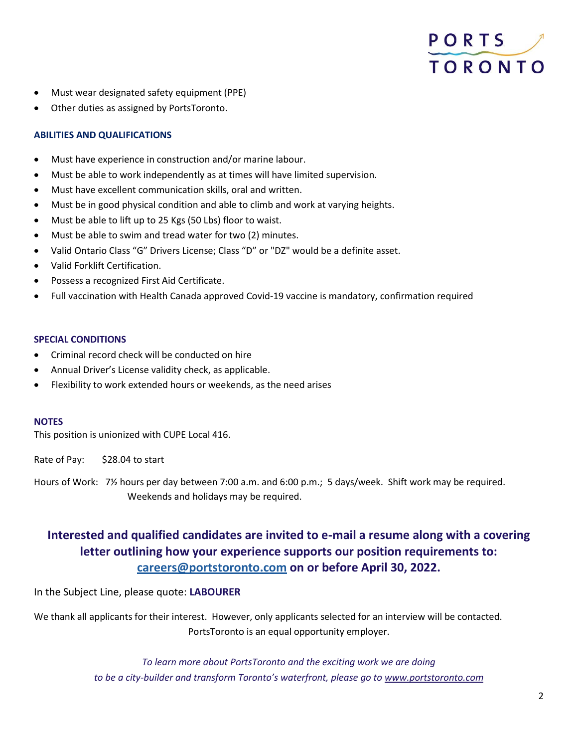- Must wear designated safety equipment (PPE)
- Other duties as assigned by PortsToronto.

### ABILITIES AND QUALIFICATIONS

- Must have experience in construction and/or marine labour.
- Must be able to work independently as at times will have limited supervision.
- Must have excellent communication skills, oral and written.
- Must be in good physical condition and able to climb and work at varying heights.
- Must be able to lift up to 25 Kgs (50 Lbs) floor to waist.
- Must be able to swim and tread water for two (2) minutes.
- Valid Ontario Class “G” Drivers License; Class “D” or "DZ" would be a definite asset.
- Valid Forklift Certification.
- Possess a recognized First Aid Certificate.
- Full vaccination with Health Canada approved Covid-19 vaccine is mandatory, confirmation required

### SPECIAL CONDITIONS

- Criminal record check will be conducted on hire
- Annual Driver’s License validity check, as applicable.
- Flexibility to work extended hours or weekends, as the need arises

### NOTES

This position is unionized with CUPE Local 416.

Rate of Pay: $28.04 to start

Hours of Work: 7½ hours per day between 7:00 a.m. and 6:00 p.m.; 5 days/week. Shift work may be required. Weekends and holidays may be required.

**Interested and qualified candidates are invited to e-mail a resume along with a covering letter outlining how your experience supports our position requirements to: careers@portstoronto.com on or before April 30, 2022.**

In the Subject Line, please quote: **LABOURER**

We thank all applicants for their interest. However, only applicants selected for an interview will be contacted. PortsToronto is an equal opportunity employer.

*To learn more about PortsToronto and the exciting work we are doing to be a city-builder and transform Toronto’s waterfront, please go to www.portstoronto.com*